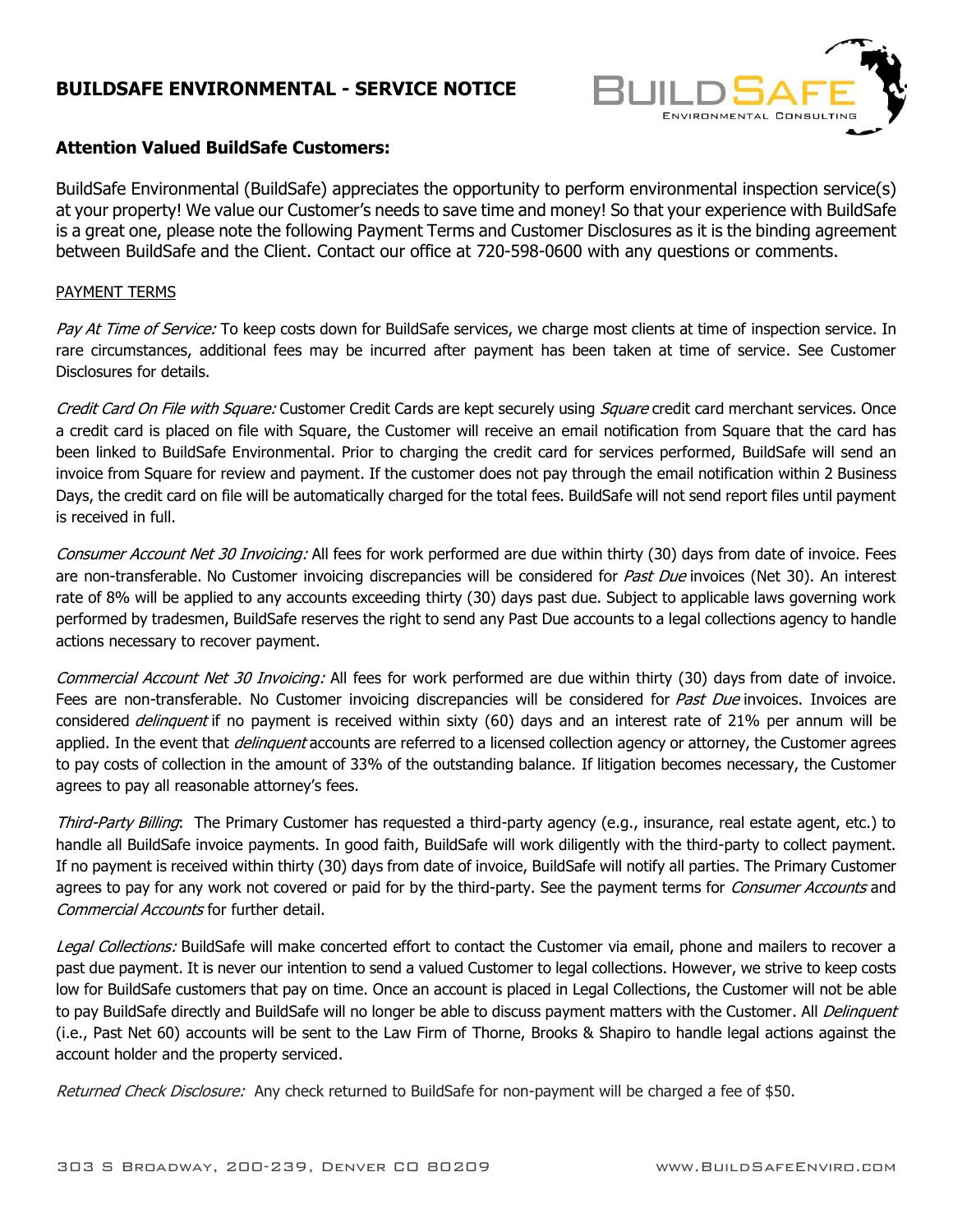# BUILDSAFE ENVIRONMENTAL - SERVICE NOTICE

**Attention Valued BuildSafe Customers:**

BuildSafe Environmental (BuildSafe) appreciates the opportunity to perform environmental inspection service(s) at your property! We value our Customer's needs to save time and money! So that your experience with BuildSafe is a great one, please note the following Payment Terms and Customer Disclosures as it is the binding agreement between BuildSafe and the Client. Contact our office at 720-598-0600 with any questions or comments.

PAYMENT TERMS

*Pay At Time of Service:* To keep costs down for BuildSafe services, we charge most clients at time of inspection service. In rare circumstances, additional fees may be incurred after payment has been taken at time of service. See Customer Disclosures for details.

*Credit Card On File with Square:* Customer Credit Cards are kept securely using *Square* credit card merchant services. Once a credit card is placed on file with Square, the Customer will receive an email notification from Square that the card has been linked to BuildSafe Environmental. Prior to charging the credit card for services performed, BuildSafe will send an invoice from Square for review and payment. If the customer does not pay through the email notification within 2 Business Days, the credit card on file will be automatically charged for the total fees. BuildSafe will not send report files until payment is received in full.

*Consumer Account Net 30 Invoicing:* All fees for work performed are due within thirty (30) days from date of invoice. Fees are non-transferable. No Customer invoicing discrepancies will be considered for *Past Due* invoices (Net 30). An interest rate of 8% will be applied to any accounts exceeding thirty (30) days past due. Subject to applicable laws governing work performed by tradesmen, BuildSafe reserves the right to send any Past Due accounts to a legal collections agency to handle actions necessary to recover payment.

*Commercial Account Net 30 Invoicing:* All fees for work performed are due within thirty (30) days from date of invoice. Fees are non-transferable. No Customer invoicing discrepancies will be considered for *Past Due* invoices. Invoices are considered *delinquent* if no payment is received within sixty (60) days and an interest rate of 21% per annum will be applied. In the event that *delinquent* accounts are referred to a licensed collection agency or attorney, the Customer agrees to pay costs of collection in the amount of 33% of the outstanding balance. If litigation becomes necessary, the Customer agrees to pay all reasonable attorney's fees.

*Third-Party Billing*: The Primary Customer has requested a third-party agency (e.g., insurance, real estate agent, etc.) to handle all BuildSafe invoice payments. In good faith, BuildSafe will work diligently with the third-party to collect payment. If no payment is received within thirty (30) days from date of invoice, BuildSafe will notify all parties. The Primary Customer agrees to pay for any work not covered or paid for by the third-party. See the payment terms for *Consumer Accounts* and *Commercial Accounts* for further detail.

*Legal Collections:* BuildSafe will make concerted effort to contact the Customer via email, phone and mailers to recover a past due payment. It is never our intention to send a valued Customer to legal collections. However, we strive to keep costs low for BuildSafe customers that pay on time. Once an account is placed in Legal Collections, the Customer will not be able to pay BuildSafe directly and BuildSafe will no longer be able to discuss payment matters with the Customer. All *Delinquent* (i.e., Past Net 60) accounts will be sent to the Law Firm of Thorne, Brooks & Shapiro to handle legal actions against the account holder and the property serviced.

*Returned Check Disclosure:* Any check returned to BuildSafe for non-payment will be charged a fee of $50.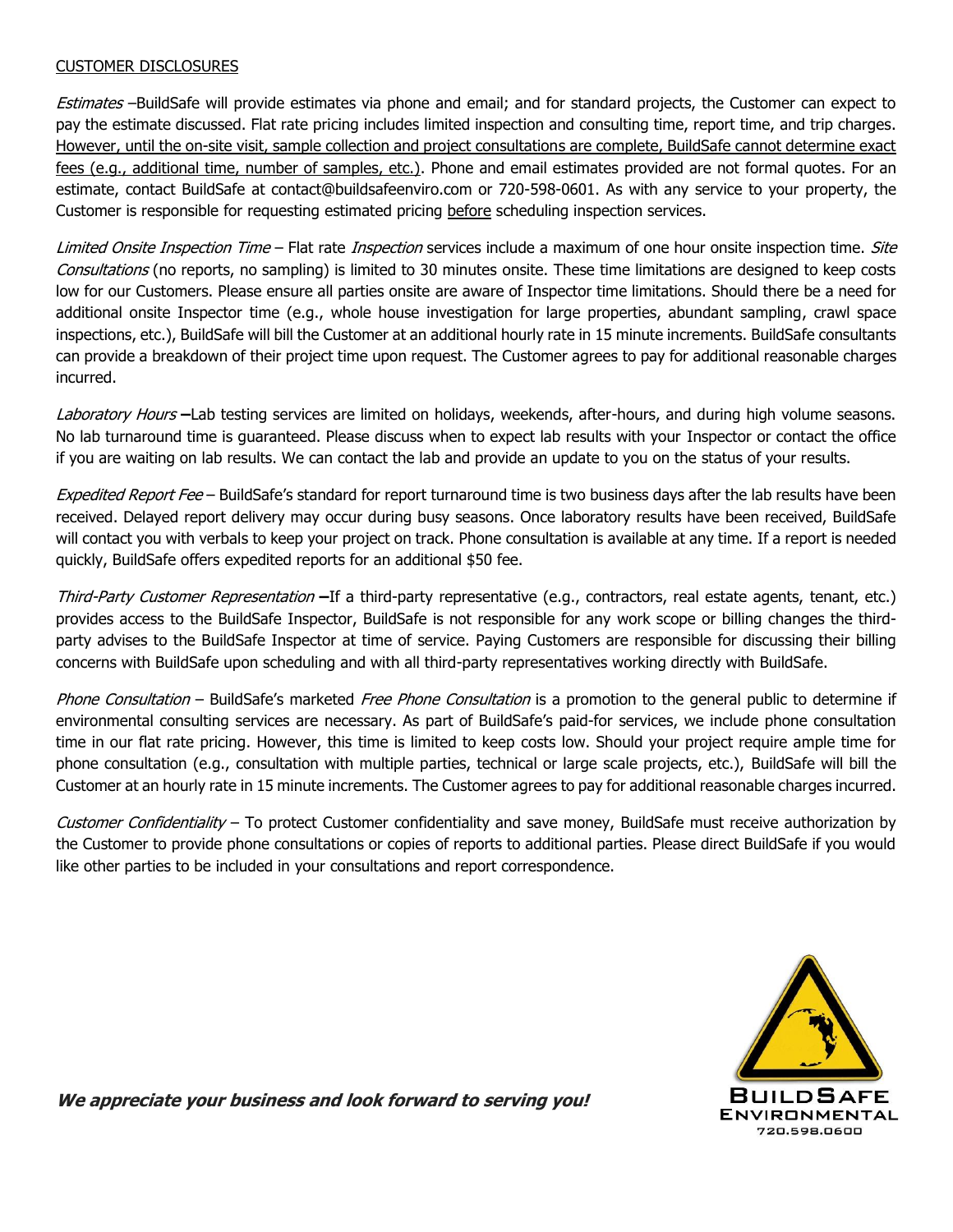CUSTOMER DISCLOSURES

*Estimates* –BuildSafe will provide estimates via phone and email; and for standard projects, the Customer can expect to pay the estimate discussed. Flat rate pricing includes limited inspection and consulting time, report time, and trip charges. However, until the on-site visit, sample collection and project consultations are complete, BuildSafe cannot determine exact fees (e.g., additional time, number of samples, etc.). Phone and email estimates provided are not formal quotes. For an estimate, contact BuildSafe at contact@buildsafeenviro.com or 720-598-0601. As with any service to your property, the Customer is responsible for requesting estimated pricing before scheduling inspection services.

*Limited Onsite Inspection Time* – Flat rate *Inspection* services include a maximum of one hour onsite inspection time. *Site Consultations* (no reports, no sampling) is limited to 30 minutes onsite. These time limitations are designed to keep costs low for our Customers. Please ensure all parties onsite are aware of Inspector time limitations. Should there be a need for additional onsite Inspector time (e.g., whole house investigation for large properties, abundant sampling, crawl space inspections, etc.), BuildSafe will bill the Customer at an additional hourly rate in 15 minute increments. BuildSafe consultants can provide a breakdown of their project time upon request. The Customer agrees to pay for additional reasonable charges incurred.

*Laboratory Hours* **–**Lab testing services are limited on holidays, weekends, after-hours, and during high volume seasons. No lab turnaround time is guaranteed. Please discuss when to expect lab results with your Inspector or contact the office if you are waiting on lab results. We can contact the lab and provide an update to you on the status of your results.

*Expedited Report Fee* – BuildSafe's standard for report turnaround time is two business days after the lab results have been received. Delayed report delivery may occur during busy seasons. Once laboratory results have been received, BuildSafe will contact you with verbals to keep your project on track. Phone consultation is available at any time. If a report is needed quickly, BuildSafe offers expedited reports for an additional $50 fee.

*Third-Party Customer Representation* **–**If a third-party representative (e.g., contractors, real estate agents, tenant, etc.) provides access to the BuildSafe Inspector, BuildSafe is not responsible for any work scope or billing changes the third-party advises to the BuildSafe Inspector at time of service. Paying Customers are responsible for discussing their billing concerns with BuildSafe upon scheduling and with all third-party representatives working directly with BuildSafe.

*Phone Consultation* – BuildSafe's marketed *Free Phone Consultation* is a promotion to the general public to determine if environmental consulting services are necessary. As part of BuildSafe's paid-for services, we include phone consultation time in our flat rate pricing. However, this time is limited to keep costs low. Should your project require ample time for phone consultation (e.g., consultation with multiple parties, technical or large scale projects, etc.), BuildSafe will bill the Customer at an hourly rate in 15 minute increments. The Customer agrees to pay for additional reasonable charges incurred.

*Customer Confidentiality* – To protect Customer confidentiality and save money, BuildSafe must receive authorization by the Customer to provide phone consultations or copies of reports to additional parties. Please direct BuildSafe if you would like other parties to be included in your consultations and report correspondence.

***We appreciate your business and look forward to serving you!***

BUILDSAFE
ENVIRONMENTAL
720.598.0600